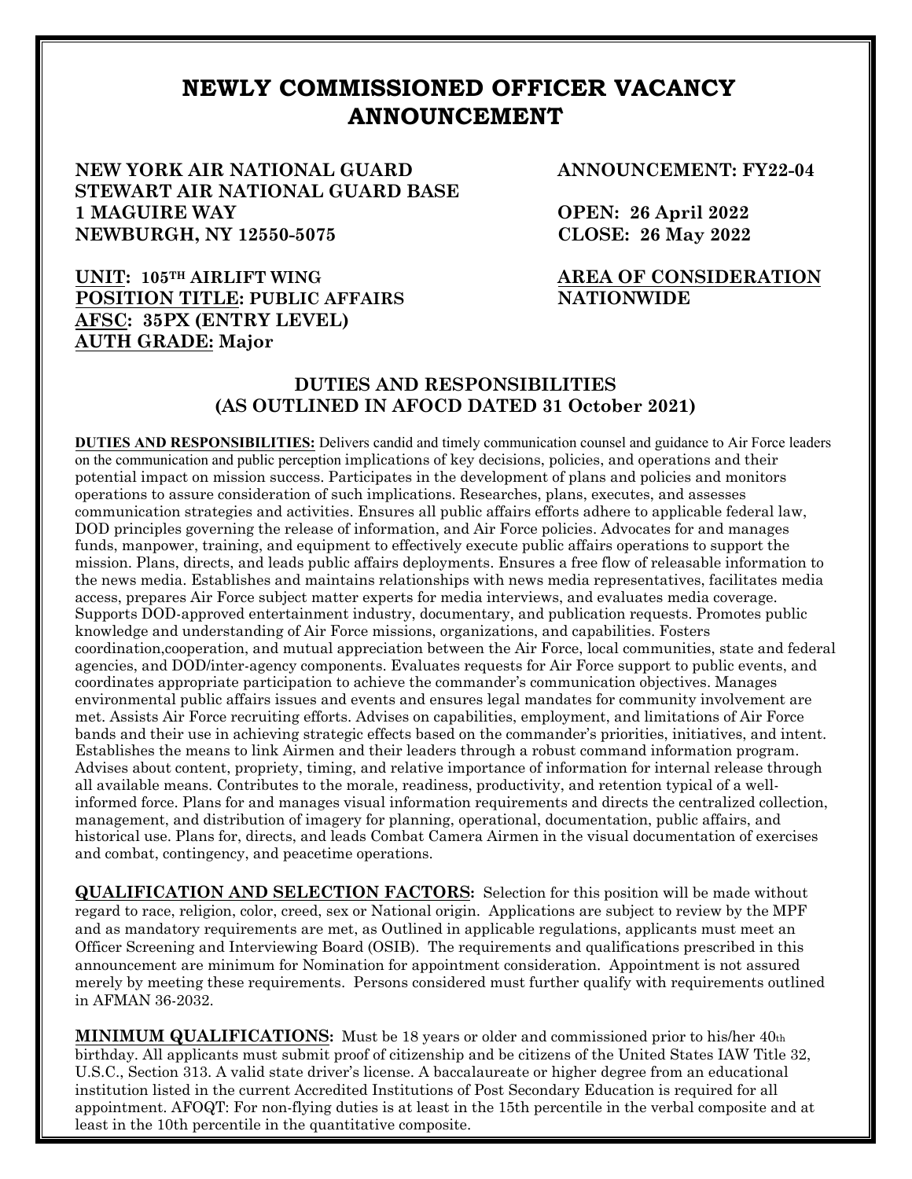# NEWLY COMMISSIONED OFFICER VACANCY ANNOUNCEMENT

**NEW YORK AIR NATIONAL GUARD**
**STEWART AIR NATIONAL GUARD BASE**
**1 MAGUIRE WAY**
**NEWBURGH, NY 12550-5075**

**ANNOUNCEMENT: FY22-04**

**OPEN: 26 April 2022**
**CLOSE: 26 May 2022**

**UNIT: 105TH AIRLIFT WING**
**POSITION TITLE: PUBLIC AFFAIRS**
**AFSC: 35PX (ENTRY LEVEL)**
**AUTH GRADE: Major**

**AREA OF CONSIDERATION**
**NATIONWIDE**

## DUTIES AND RESPONSIBILITIES (AS OUTLINED IN AFOCD DATED 31 October 2021)

**DUTIES AND RESPONSIBILITIES:** Delivers candid and timely communication counsel and guidance to Air Force leaders on the communication and public perception implications of key decisions, policies, and operations and their potential impact on mission success. Participates in the development of plans and policies and monitors operations to assure consideration of such implications. Researches, plans, executes, and assesses communication strategies and activities. Ensures all public affairs efforts adhere to applicable federal law, DOD principles governing the release of information, and Air Force policies. Advocates for and manages funds, manpower, training, and equipment to effectively execute public affairs operations to support the mission. Plans, directs, and leads public affairs deployments. Ensures a free flow of releasable information to the news media. Establishes and maintains relationships with news media representatives, facilitates media access, prepares Air Force subject matter experts for media interviews, and evaluates media coverage. Supports DOD-approved entertainment industry, documentary, and publication requests. Promotes public knowledge and understanding of Air Force missions, organizations, and capabilities. Fosters coordination,cooperation, and mutual appreciation between the Air Force, local communities, state and federal agencies, and DOD/inter-agency components. Evaluates requests for Air Force support to public events, and coordinates appropriate participation to achieve the commander's communication objectives. Manages environmental public affairs issues and events and ensures legal mandates for community involvement are met. Assists Air Force recruiting efforts. Advises on capabilities, employment, and limitations of Air Force bands and their use in achieving strategic effects based on the commander's priorities, initiatives, and intent. Establishes the means to link Airmen and their leaders through a robust command information program. Advises about content, propriety, timing, and relative importance of information for internal release through all available means. Contributes to the morale, readiness, productivity, and retention typical of a well-informed force. Plans for and manages visual information requirements and directs the centralized collection, management, and distribution of imagery for planning, operational, documentation, public affairs, and historical use. Plans for, directs, and leads Combat Camera Airmen in the visual documentation of exercises and combat, contingency, and peacetime operations.

**QUALIFICATION AND SELECTION FACTORS:** Selection for this position will be made without regard to race, religion, color, creed, sex or National origin. Applications are subject to review by the MPF and as mandatory requirements are met, as Outlined in applicable regulations, applicants must meet an Officer Screening and Interviewing Board (OSIB). The requirements and qualifications prescribed in this announcement are minimum for Nomination for appointment consideration. Appointment is not assured merely by meeting these requirements. Persons considered must further qualify with requirements outlined in AFMAN 36-2032.

**MINIMUM QUALIFICATIONS:** Must be 18 years or older and commissioned prior to his/her 40th birthday. All applicants must submit proof of citizenship and be citizens of the United States IAW Title 32, U.S.C., Section 313. A valid state driver's license. A baccalaureate or higher degree from an educational institution listed in the current Accredited Institutions of Post Secondary Education is required for all appointment. AFOQT: For non-flying duties is at least in the 15th percentile in the verbal composite and at least in the 10th percentile in the quantitative composite.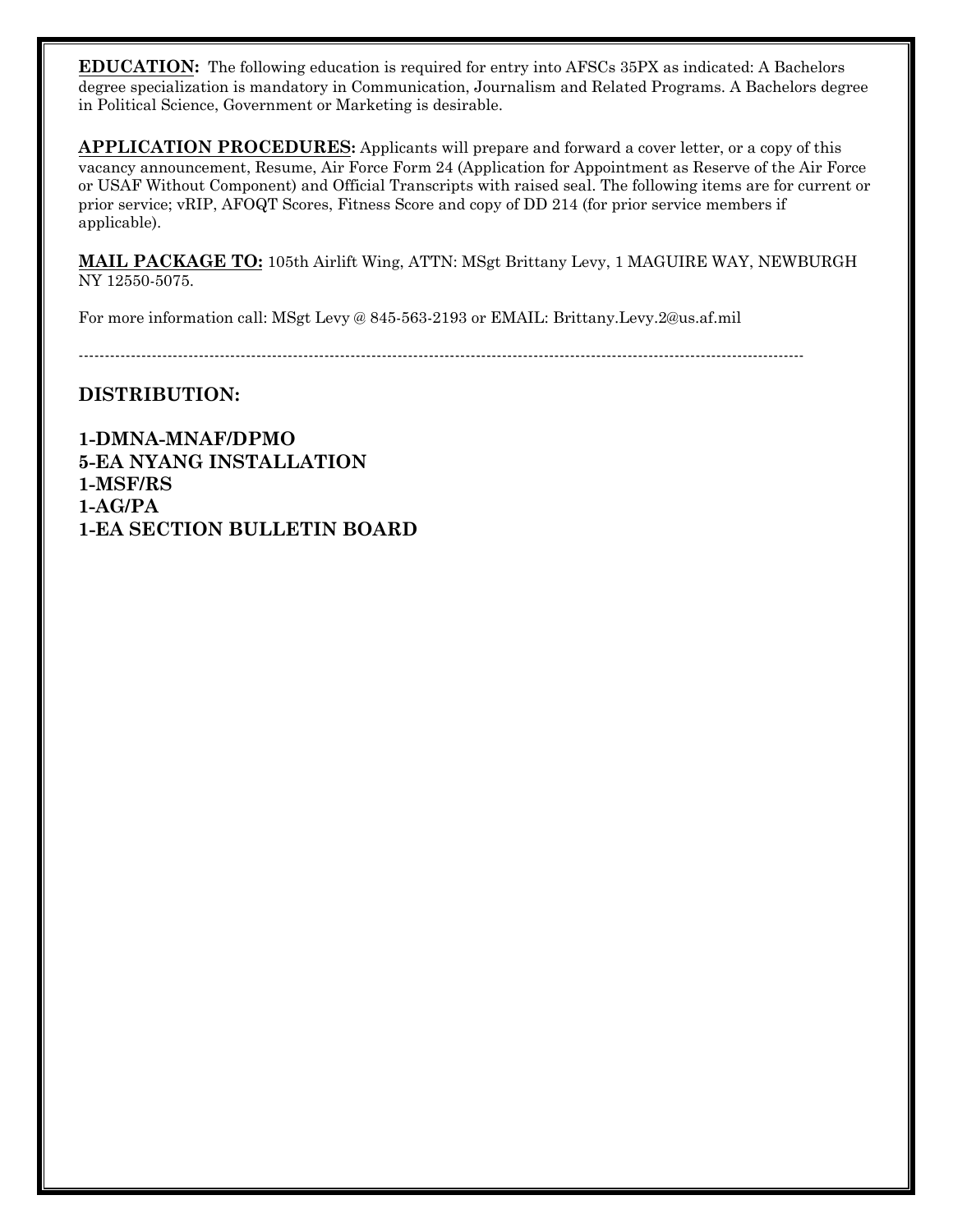**EDUCATION:** The following education is required for entry into AFSCs 35PX as indicated: A Bachelors degree specialization is mandatory in Communication, Journalism and Related Programs. A Bachelors degree in Political Science, Government or Marketing is desirable.

**APPLICATION PROCEDURES:** Applicants will prepare and forward a cover letter, or a copy of this vacancy announcement, Resume, Air Force Form 24 (Application for Appointment as Reserve of the Air Force or USAF Without Component) and Official Transcripts with raised seal. The following items are for current or prior service; vRIP, AFOQT Scores, Fitness Score and copy of DD 214 (for prior service members if applicable).

**MAIL PACKAGE TO:** 105th Airlift Wing, ATTN: MSgt Brittany Levy, 1 MAGUIRE WAY, NEWBURGH NY 12550-5075.

For more information call: MSgt Levy @ 845-563-2193 or EMAIL: Brittany.Levy.2@us.af.mil

---

## DISTRIBUTION:

**1-DMNA-MNAF/DPMO**
**5-EA NYANG INSTALLATION**
**1-MSF/RS**
**1-AG/PA**
**1-EA SECTION BULLETIN BOARD**